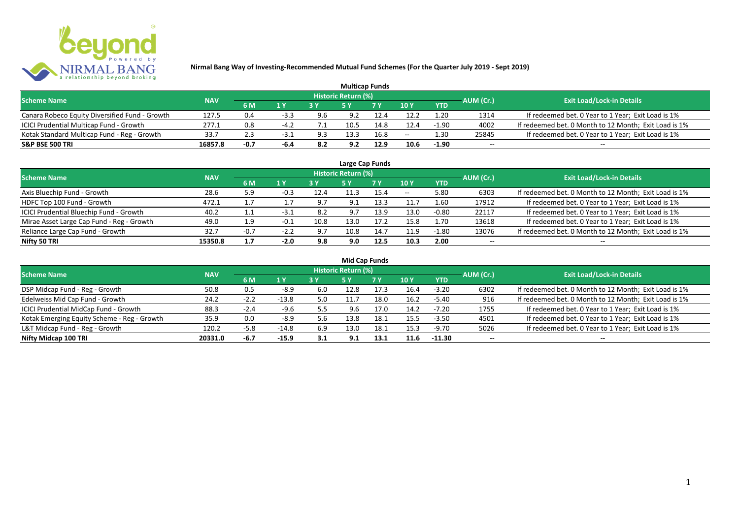# Nirmal Bang Way of Investing-Recommended Mutual Fund Schemes (For the Quarter July 2019 - Sept 2019)

## Multicap Funds

| Scheme Name | NAV | Historic Return (%) | | | | | | | AUM (Cr.) | Exit Load/Lock-in Details |
|---|---|---|---|---|---|---|---|---|---|---|
| | | 6 M | 1 Y | 3 Y | 5 Y | 7 Y | 10 Y | YTD | | |
| Canara Robeco Equity Diversified Fund - Growth | 127.5 | 0.4 | -3.3 | 9.6 | 9.2 | 12.4 | 12.2 | 1.20 | 1314 | If redeemed bet. 0 Year to 1 Year; Exit Load is 1% |
| ICICI Prudential Multicap Fund - Growth | 277.1 | 0.8 | -4.2 | 7.1 | 10.5 | 14.8 | 12.4 | -1.90 | 4002 | If redeemed bet. 0 Month to 12 Month; Exit Load is 1% |
| Kotak Standard Multicap Fund - Reg - Growth | 33.7 | 2.3 | -3.1 | 9.3 | 13.3 | 16.8 | -- | 1.30 | 25845 | If redeemed bet. 0 Year to 1 Year; Exit Load is 1% |
| **S&P BSE 500 TRI** | **16857.8** | **-0.7** | **-6.4** | **8.2** | **9.2** | **12.9** | **10.6** | **-1.90** | -- | -- |

## Large Cap Funds

| Scheme Name | NAV | Historic Return (%) | | | | | | | AUM (Cr.) | Exit Load/Lock-in Details |
|---|---|---|---|---|---|---|---|---|---|---|
| | | 6 M | 1 Y | 3 Y | 5 Y | 7 Y | 10 Y | YTD | | |
| Axis Bluechip Fund - Growth | 28.6 | 5.9 | -0.3 | 12.4 | 11.3 | 15.4 | -- | 5.80 | 6303 | If redeemed bet. 0 Month to 12 Month; Exit Load is 1% |
| HDFC Top 100 Fund - Growth | 472.1 | 1.7 | 1.7 | 9.7 | 9.1 | 13.3 | 11.7 | 1.60 | 17912 | If redeemed bet. 0 Year to 1 Year; Exit Load is 1% |
| ICICI Prudential Bluechip Fund - Growth | 40.2 | 1.1 | -3.1 | 8.2 | 9.7 | 13.9 | 13.0 | -0.80 | 22117 | If redeemed bet. 0 Year to 1 Year; Exit Load is 1% |
| Mirae Asset Large Cap Fund - Reg - Growth | 49.0 | 1.9 | -0.1 | 10.8 | 13.0 | 17.2 | 15.8 | 1.70 | 13618 | If redeemed bet. 0 Year to 1 Year; Exit Load is 1% |
| Reliance Large Cap Fund - Growth | 32.7 | -0.7 | -2.2 | 9.7 | 10.8 | 14.7 | 11.9 | -1.80 | 13076 | If redeemed bet. 0 Month to 12 Month; Exit Load is 1% |
| **Nifty 50 TRI** | **15350.8** | **1.7** | **-2.0** | **9.8** | **9.0** | **12.5** | **10.3** | **2.00** | -- | -- |

## Mid Cap Funds

| Scheme Name | NAV | Historic Return (%) | | | | | | | AUM (Cr.) | Exit Load/Lock-in Details |
|---|---|---|---|---|---|---|---|---|---|---|
| | | 6 M | 1 Y | 3 Y | 5 Y | 7 Y | 10 Y | YTD | | |
| DSP Midcap Fund - Reg - Growth | 50.8 | 0.5 | -8.9 | 6.0 | 12.8 | 17.3 | 16.4 | -3.20 | 6302 | If redeemed bet. 0 Month to 12 Month; Exit Load is 1% |
| Edelweiss Mid Cap Fund - Growth | 24.2 | -2.2 | -13.8 | 5.0 | 11.7 | 18.0 | 16.2 | -5.40 | 916 | If redeemed bet. 0 Month to 12 Month; Exit Load is 1% |
| ICICI Prudential MidCap Fund - Growth | 88.3 | -2.4 | -9.6 | 5.5 | 9.6 | 17.0 | 14.2 | -7.20 | 1755 | If redeemed bet. 0 Year to 1 Year; Exit Load is 1% |
| Kotak Emerging Equity Scheme - Reg - Growth | 35.9 | 0.0 | -8.9 | 5.6 | 13.8 | 18.1 | 15.5 | -3.50 | 4501 | If redeemed bet. 0 Year to 1 Year; Exit Load is 1% |
| L&T Midcap Fund - Reg - Growth | 120.2 | -5.8 | -14.8 | 6.9 | 13.0 | 18.1 | 15.3 | -9.70 | 5026 | If redeemed bet. 0 Year to 1 Year; Exit Load is 1% |
| **Nifty Midcap 100 TRI** | **20331.0** | **-6.7** | **-15.9** | **3.1** | **9.1** | **13.1** | **11.6** | **-11.30** | -- | -- |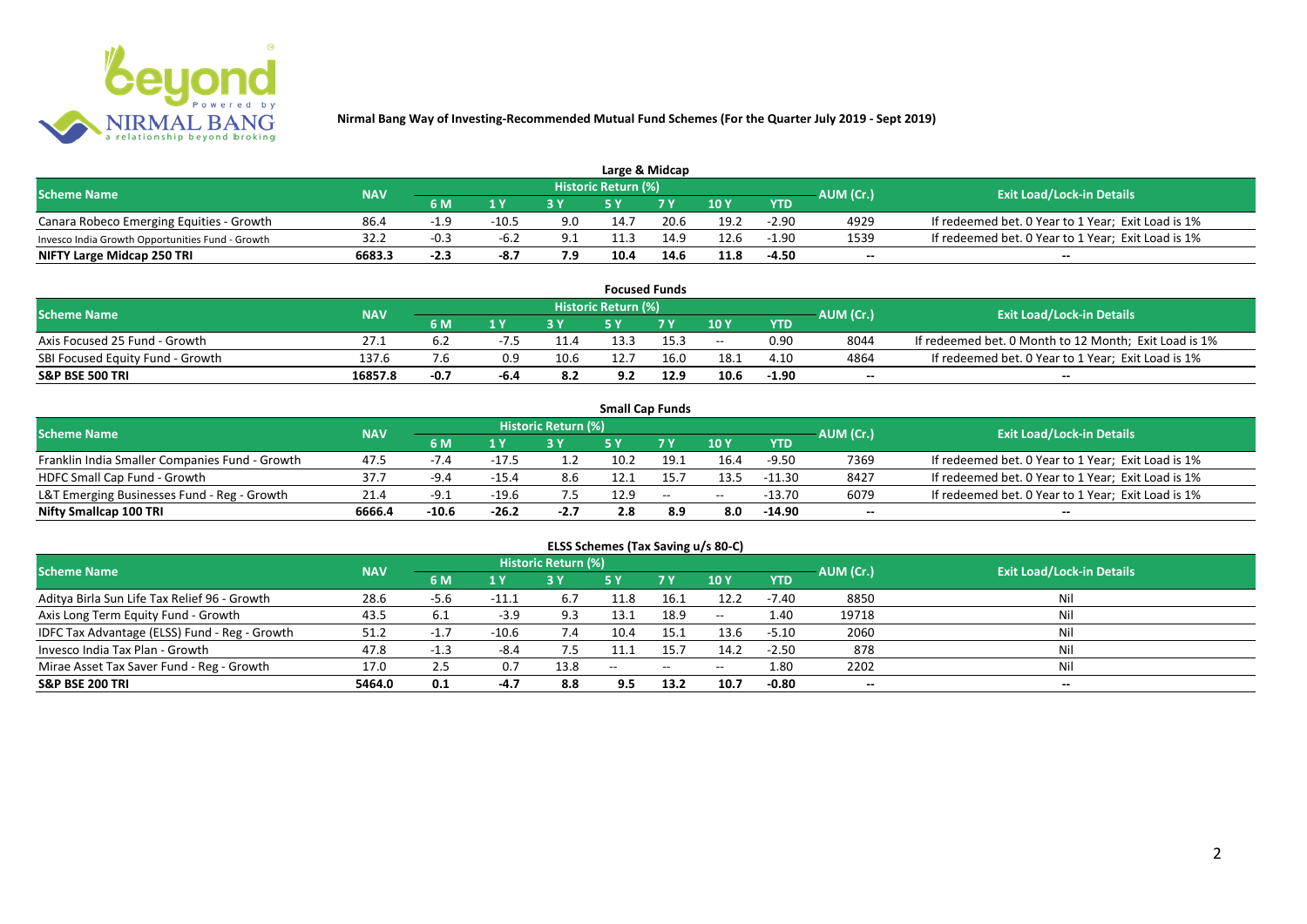**Nirmal Bang Way of Investing-Recommended Mutual Fund Schemes (For the Quarter July 2019 - Sept 2019)**

## Large & Midcap

| Scheme Name | NAV | Historic Return (%) | | | | | | | AUM (Cr.) | Exit Load/Lock-in Details |
|---|---|---|---|---|---|---|---|---|---|---|
| | | 6 M | 1 Y | 3 Y | 5 Y | 7 Y | 10 Y | YTD | | |
| Canara Robeco Emerging Equities - Growth | 86.4 | -1.9 | -10.5 | 9.0 | 14.7 | 20.6 | 19.2 | -2.90 | 4929 | If redeemed bet. 0 Year to 1 Year; Exit Load is 1% |
| Invesco India Growth Opportunities Fund - Growth | 32.2 | -0.3 | -6.2 | 9.1 | 11.3 | 14.9 | 12.6 | -1.90 | 1539 | If redeemed bet. 0 Year to 1 Year; Exit Load is 1% |
| **NIFTY Large Midcap 250 TRI** | **6683.3** | **-2.3** | **-8.7** | **7.9** | **10.4** | **14.6** | **11.8** | **-4.50** | -- | -- |

## Focused Funds

| Scheme Name | NAV | Historic Return (%) | | | | | | | AUM (Cr.) | Exit Load/Lock-in Details |
|---|---|---|---|---|---|---|---|---|---|---|
| | | 6 M | 1 Y | 3 Y | 5 Y | 7 Y | 10 Y | YTD | | |
| Axis Focused 25 Fund - Growth | 27.1 | 6.2 | -7.5 | 11.4 | 13.3 | 15.3 | -- | 0.90 | 8044 | If redeemed bet. 0 Month to 12 Month; Exit Load is 1% |
| SBI Focused Equity Fund - Growth | 137.6 | 7.6 | 0.9 | 10.6 | 12.7 | 16.0 | 18.1 | 4.10 | 4864 | If redeemed bet. 0 Year to 1 Year; Exit Load is 1% |
| **S&P BSE 500 TRI** | **16857.8** | **-0.7** | **-6.4** | **8.2** | **9.2** | **12.9** | **10.6** | **-1.90** | -- | -- |

## Small Cap Funds

| Scheme Name | NAV | Historic Return (%) | | | | | | | AUM (Cr.) | Exit Load/Lock-in Details |
|---|---|---|---|---|---|---|---|---|---|---|
| | | 6 M | 1 Y | 3 Y | 5 Y | 7 Y | 10 Y | YTD | | |
| Franklin India Smaller Companies Fund - Growth | 47.5 | -7.4 | -17.5 | 1.2 | 10.2 | 19.1 | 16.4 | -9.50 | 7369 | If redeemed bet. 0 Year to 1 Year; Exit Load is 1% |
| HDFC Small Cap Fund - Growth | 37.7 | -9.4 | -15.4 | 8.6 | 12.1 | 15.7 | 13.5 | -11.30 | 8427 | If redeemed bet. 0 Year to 1 Year; Exit Load is 1% |
| L&T Emerging Businesses Fund - Reg - Growth | 21.4 | -9.1 | -19.6 | 7.5 | 12.9 | -- | -- | -13.70 | 6079 | If redeemed bet. 0 Year to 1 Year; Exit Load is 1% |
| **Nifty Smallcap 100 TRI** | **6666.4** | **-10.6** | **-26.2** | **-2.7** | **2.8** | **8.9** | **8.0** | **-14.90** | -- | -- |

## ELSS Schemes (Tax Saving u/s 80-C)

| Scheme Name | NAV | Historic Return (%) | | | | | | | AUM (Cr.) | Exit Load/Lock-in Details |
|---|---|---|---|---|---|---|---|---|---|---|
| | | 6 M | 1 Y | 3 Y | 5 Y | 7 Y | 10 Y | YTD | | |
| Aditya Birla Sun Life Tax Relief 96 - Growth | 28.6 | -5.6 | -11.1 | 6.7 | 11.8 | 16.1 | 12.2 | -7.40 | 8850 | Nil |
| Axis Long Term Equity Fund - Growth | 43.5 | 6.1 | -3.9 | 9.3 | 13.1 | 18.9 | -- | 1.40 | 19718 | Nil |
| IDFC Tax Advantage (ELSS) Fund - Reg - Growth | 51.2 | -1.7 | -10.6 | 7.4 | 10.4 | 15.1 | 13.6 | -5.10 | 2060 | Nil |
| Invesco India Tax Plan - Growth | 47.8 | -1.3 | -8.4 | 7.5 | 11.1 | 15.7 | 14.2 | -2.50 | 878 | Nil |
| Mirae Asset Tax Saver Fund - Reg - Growth | 17.0 | 2.5 | 0.7 | 13.8 | -- | -- | -- | 1.80 | 2202 | Nil |
| **S&P BSE 200 TRI** | **5464.0** | **0.1** | **-4.7** | **8.8** | **9.5** | **13.2** | **10.7** | **-0.80** | -- | -- |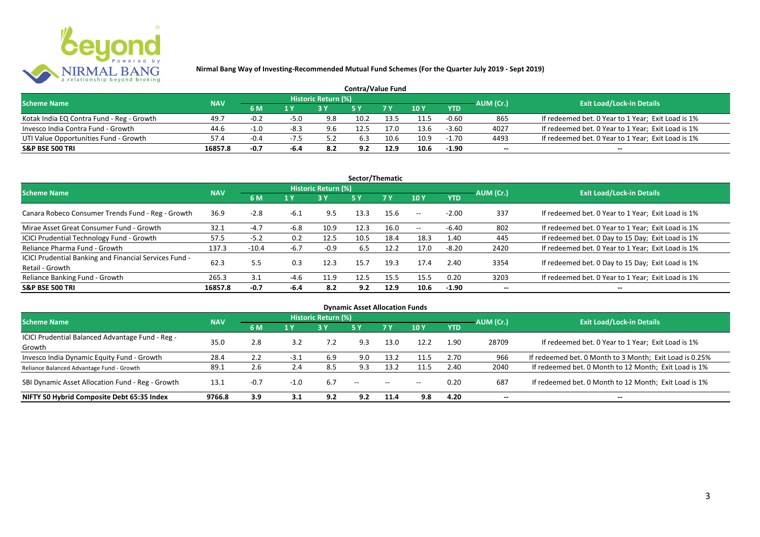**Nirmal Bang Way of Investing-Recommended Mutual Fund Schemes (For the Quarter July 2019 - Sept 2019)**

## Contra/Value Fund

| Scheme Name | NAV | Historic Return (%) | | | | | | | AUM (Cr.) | Exit Load/Lock-in Details |
|---|---|---|---|---|---|---|---|---|---|---|
| | | 6 M | 1 Y | 3 Y | 5 Y | 7 Y | 10 Y | YTD | | |
| Kotak India EQ Contra Fund - Reg - Growth | 49.7 | -0.2 | -5.0 | 9.8 | 10.2 | 13.5 | 11.5 | -0.60 | 865 | If redeemed bet. 0 Year to 1 Year; Exit Load is 1% |
| Invesco India Contra Fund - Growth | 44.6 | -1.0 | -8.3 | 9.6 | 12.5 | 17.0 | 13.6 | -3.60 | 4027 | If redeemed bet. 0 Year to 1 Year; Exit Load is 1% |
| UTI Value Opportunities Fund - Growth | 57.4 | -0.4 | -7.5 | 5.2 | 6.3 | 10.6 | 10.9 | -1.70 | 4493 | If redeemed bet. 0 Year to 1 Year; Exit Load is 1% |
| **S&P BSE 500 TRI** | **16857.8** | **-0.7** | **-6.4** | **8.2** | **9.2** | **12.9** | **10.6** | **-1.90** | -- | -- |

## Sector/Thematic

| Scheme Name | NAV | Historic Return (%) | | | | | | | AUM (Cr.) | Exit Load/Lock-in Details |
|---|---|---|---|---|---|---|---|---|---|---|
| | | 6 M | 1 Y | 3 Y | 5 Y | 7 Y | 10 Y | YTD | | |
| Canara Robeco Consumer Trends Fund - Reg - Growth | 36.9 | -2.8 | -6.1 | 9.5 | 13.3 | 15.6 | -- | -2.00 | 337 | If redeemed bet. 0 Year to 1 Year; Exit Load is 1% |
| Mirae Asset Great Consumer Fund - Growth | 32.1 | -4.7 | -6.8 | 10.9 | 12.3 | 16.0 | -- | -6.40 | 802 | If redeemed bet. 0 Year to 1 Year; Exit Load is 1% |
| ICICI Prudential Technology Fund - Growth | 57.5 | -5.2 | 0.2 | 12.5 | 10.5 | 18.4 | 18.3 | 1.40 | 445 | If redeemed bet. 0 Day to 15 Day; Exit Load is 1% |
| Reliance Pharma Fund - Growth | 137.3 | -10.4 | -6.7 | -0.9 | 6.5 | 12.2 | 17.0 | -8.20 | 2420 | If redeemed bet. 0 Year to 1 Year; Exit Load is 1% |
| ICICI Prudential Banking and Financial Services Fund - Retail - Growth | 62.3 | 5.5 | 0.3 | 12.3 | 15.7 | 19.3 | 17.4 | 2.40 | 3354 | If redeemed bet. 0 Day to 15 Day; Exit Load is 1% |
| Reliance Banking Fund - Growth | 265.3 | 3.1 | -4.6 | 11.9 | 12.5 | 15.5 | 15.5 | 0.20 | 3203 | If redeemed bet. 0 Year to 1 Year; Exit Load is 1% |
| **S&P BSE 500 TRI** | **16857.8** | **-0.7** | **-6.4** | **8.2** | **9.2** | **12.9** | **10.6** | **-1.90** | -- | -- |

## Dynamic Asset Allocation Funds

| Scheme Name | NAV | Historic Return (%) | | | | | | | AUM (Cr.) | Exit Load/Lock-in Details |
|---|---|---|---|---|---|---|---|---|---|---|
| | | 6 M | 1 Y | 3 Y | 5 Y | 7 Y | 10 Y | YTD | | |
| ICICI Prudential Balanced Advantage Fund - Reg - Growth | 35.0 | 2.8 | 3.2 | 7.2 | 9.3 | 13.0 | 12.2 | 1.90 | 28709 | If redeemed bet. 0 Year to 1 Year; Exit Load is 1% |
| Invesco India Dynamic Equity Fund - Growth | 28.4 | 2.2 | -3.1 | 6.9 | 9.0 | 13.2 | 11.5 | 2.70 | 966 | If redeemed bet. 0 Month to 3 Month; Exit Load is 0.25% |
| Reliance Balanced Advantage Fund - Growth | 89.1 | 2.6 | 2.4 | 8.5 | 9.3 | 13.2 | 11.5 | 2.40 | 2040 | If redeemed bet. 0 Month to 12 Month; Exit Load is 1% |
| SBI Dynamic Asset Allocation Fund - Reg - Growth | 13.1 | -0.7 | -1.0 | 6.7 | -- | -- | -- | 0.20 | 687 | If redeemed bet. 0 Month to 12 Month; Exit Load is 1% |
| **NIFTY 50 Hybrid Composite Debt 65:35 Index** | **9766.8** | **3.9** | **3.1** | **9.2** | **9.2** | **11.4** | **9.8** | **4.20** | -- | -- |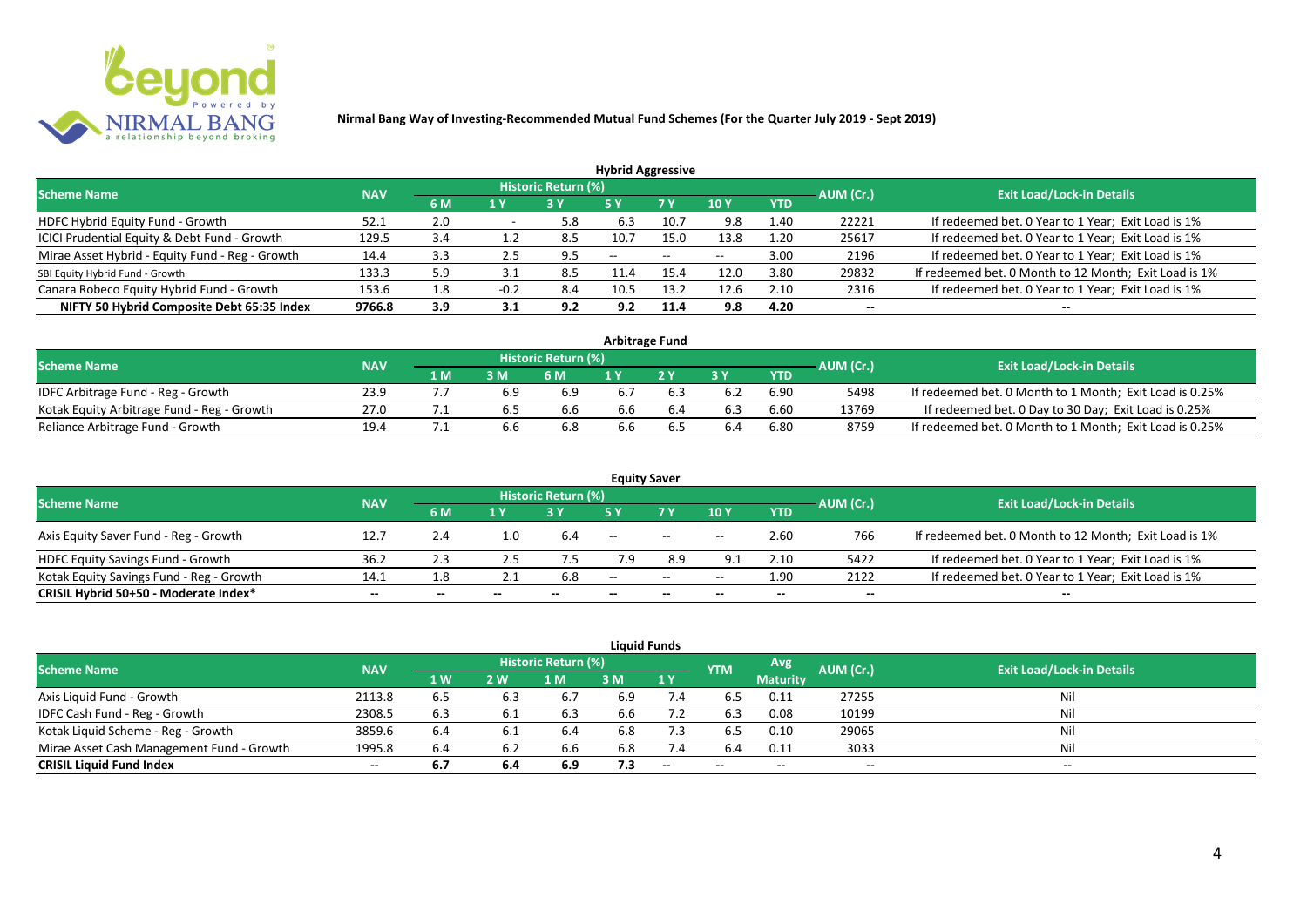**Nirmal Bang Way of Investing-Recommended Mutual Fund Schemes (For the Quarter July 2019 - Sept 2019)**

### Hybrid Aggressive

| Scheme Name | NAV | Historic Return (%) | | | | | | | AUM (Cr.) | Exit Load/Lock-in Details |
|---|---|---|---|---|---|---|---|---|---|---|
| | | 6 M | 1 Y | 3 Y | 5 Y | 7 Y | 10 Y | YTD | | |
| HDFC Hybrid Equity Fund - Growth | 52.1 | 2.0 | - | 5.8 | 6.3 | 10.7 | 9.8 | 1.40 | 22221 | If redeemed bet. 0 Year to 1 Year; Exit Load is 1% |
| ICICI Prudential Equity & Debt Fund - Growth | 129.5 | 3.4 | 1.2 | 8.5 | 10.7 | 15.0 | 13.8 | 1.20 | 25617 | If redeemed bet. 0 Year to 1 Year; Exit Load is 1% |
| Mirae Asset Hybrid - Equity Fund - Reg - Growth | 14.4 | 3.3 | 2.5 | 9.5 | -- | -- | -- | 3.00 | 2196 | If redeemed bet. 0 Year to 1 Year; Exit Load is 1% |
| SBI Equity Hybrid Fund - Growth | 133.3 | 5.9 | 3.1 | 8.5 | 11.4 | 15.4 | 12.0 | 3.80 | 29832 | If redeemed bet. 0 Month to 12 Month; Exit Load is 1% |
| Canara Robeco Equity Hybrid Fund - Growth | 153.6 | 1.8 | -0.2 | 8.4 | 10.5 | 13.2 | 12.6 | 2.10 | 2316 | If redeemed bet. 0 Year to 1 Year; Exit Load is 1% |
| **NIFTY 50 Hybrid Composite Debt 65:35 Index** | **9766.8** | **3.9** | **3.1** | **9.2** | **9.2** | **11.4** | **9.8** | **4.20** | **--** | **--** |

### Arbitrage Fund

| Scheme Name | NAV | Historic Return (%) | | | | | | | AUM (Cr.) | Exit Load/Lock-in Details |
|---|---|---|---|---|---|---|---|---|---|---|
| | | 1 M | 3 M | 6 M | 1 Y | 2 Y | 3 Y | YTD | | |
| IDFC Arbitrage Fund - Reg - Growth | 23.9 | 7.7 | 6.9 | 6.9 | 6.7 | 6.3 | 6.2 | 6.90 | 5498 | If redeemed bet. 0 Month to 1 Month; Exit Load is 0.25% |
| Kotak Equity Arbitrage Fund - Reg - Growth | 27.0 | 7.1 | 6.5 | 6.6 | 6.6 | 6.4 | 6.3 | 6.60 | 13769 | If redeemed bet. 0 Day to 30 Day; Exit Load is 0.25% |
| Reliance Arbitrage Fund - Growth | 19.4 | 7.1 | 6.6 | 6.8 | 6.6 | 6.5 | 6.4 | 6.80 | 8759 | If redeemed bet. 0 Month to 1 Month; Exit Load is 0.25% |

### Equity Saver

| Scheme Name | NAV | Historic Return (%) | | | | | | | AUM (Cr.) | Exit Load/Lock-in Details |
|---|---|---|---|---|---|---|---|---|---|---|
| | | 6 M | 1 Y | 3 Y | 5 Y | 7 Y | 10 Y | YTD | | |
| Axis Equity Saver Fund - Reg - Growth | 12.7 | 2.4 | 1.0 | 6.4 | -- | -- | -- | 2.60 | 766 | If redeemed bet. 0 Month to 12 Month; Exit Load is 1% |
| HDFC Equity Savings Fund - Growth | 36.2 | 2.3 | 2.5 | 7.5 | 7.9 | 8.9 | 9.1 | 2.10 | 5422 | If redeemed bet. 0 Year to 1 Year; Exit Load is 1% |
| Kotak Equity Savings Fund - Reg - Growth | 14.1 | 1.8 | 2.1 | 6.8 | -- | -- | -- | 1.90 | 2122 | If redeemed bet. 0 Year to 1 Year; Exit Load is 1% |
| **CRISIL Hybrid 50+50 - Moderate Index*** | **--** | **--** | **--** | **--** | **--** | **--** | **--** | **--** | **--** | **--** |

### Liquid Funds

| Scheme Name | NAV | Historic Return (%) | | | | | YTM | Avg Maturity | AUM (Cr.) | Exit Load/Lock-in Details |
|---|---|---|---|---|---|---|---|---|---|---|
| | | 1 W | 2 W | 1 M | 3 M | 1 Y | | | | |
| Axis Liquid Fund - Growth | 2113.8 | 6.5 | 6.3 | 6.7 | 6.9 | 7.4 | 6.5 | 0.11 | 27255 | Nil |
| IDFC Cash Fund - Reg - Growth | 2308.5 | 6.3 | 6.1 | 6.3 | 6.6 | 7.2 | 6.3 | 0.08 | 10199 | Nil |
| Kotak Liquid Scheme - Reg - Growth | 3859.6 | 6.4 | 6.1 | 6.4 | 6.8 | 7.3 | 6.5 | 0.10 | 29065 | Nil |
| Mirae Asset Cash Management Fund - Growth | 1995.8 | 6.4 | 6.2 | 6.6 | 6.8 | 7.4 | 6.4 | 0.11 | 3033 | Nil |
| **CRISIL Liquid Fund Index** | **--** | **6.7** | **6.4** | **6.9** | **7.3** | **--** | **--** | **--** | **--** | **--** |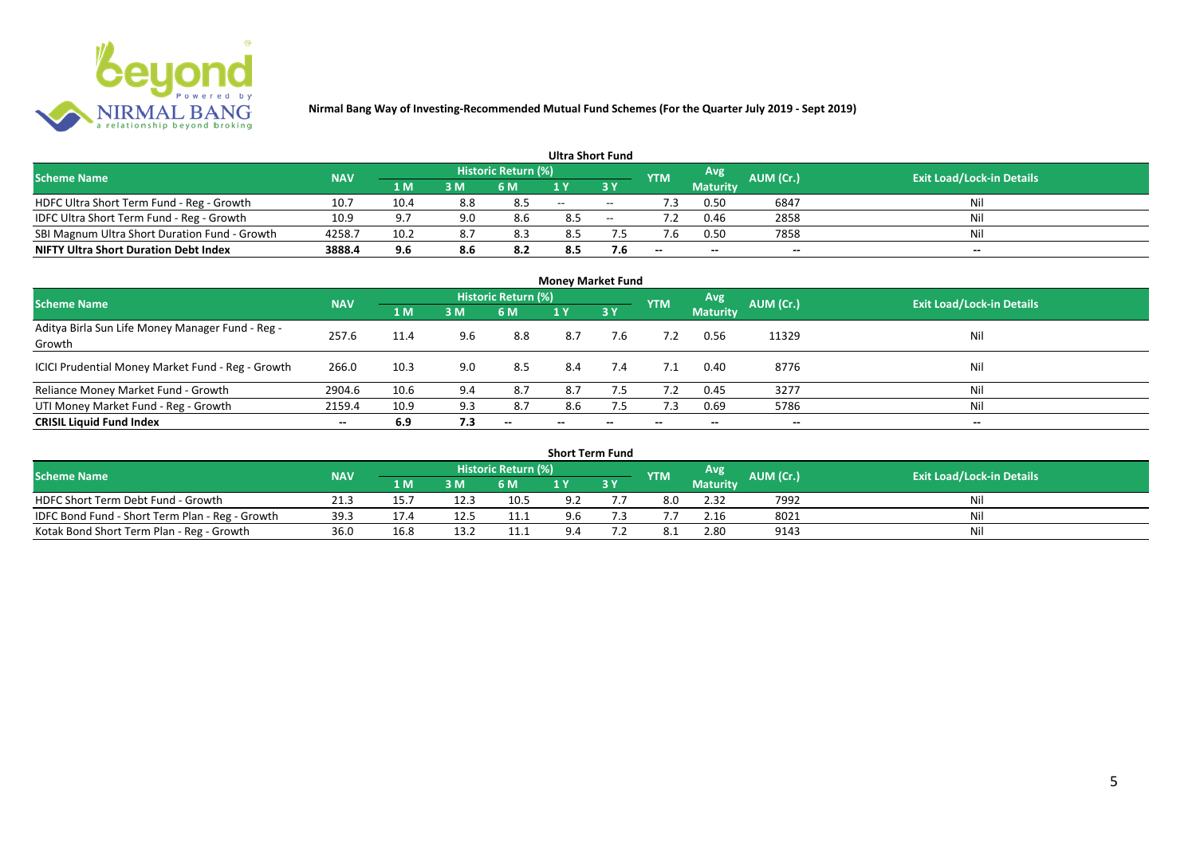**Nirmal Bang Way of Investing-Recommended Mutual Fund Schemes (For the Quarter July 2019 - Sept 2019)**

### Ultra Short Fund

| Scheme Name | NAV | Historic Return (%) | | | | | YTM | Avg Maturity | AUM (Cr.) | Exit Load/Lock-in Details |
|---|---|---|---|---|---|---|---|---|---|---|
| | | 1 M | 3 M | 6 M | 1 Y | 3 Y | | | | |
| HDFC Ultra Short Term Fund - Reg - Growth | 10.7 | 10.4 | 8.8 | 8.5 | -- | -- | 7.3 | 0.50 | 6847 | Nil |
| IDFC Ultra Short Term Fund - Reg - Growth | 10.9 | 9.7 | 9.0 | 8.6 | 8.5 | -- | 7.2 | 0.46 | 2858 | Nil |
| SBI Magnum Ultra Short Duration Fund - Growth | 4258.7 | 10.2 | 8.7 | 8.3 | 8.5 | 7.5 | 7.6 | 0.50 | 7858 | Nil |
| **NIFTY Ultra Short Duration Debt Index** | **3888.4** | **9.6** | **8.6** | **8.2** | **8.5** | **7.6** | **--** | **--** | **--** | **--** |

### Money Market Fund

| Scheme Name | NAV | Historic Return (%) | | | | | YTM | Avg Maturity | AUM (Cr.) | Exit Load/Lock-in Details |
|---|---|---|---|---|---|---|---|---|---|---|
| | | 1 M | 3 M | 6 M | 1 Y | 3 Y | | | | |
| Aditya Birla Sun Life Money Manager Fund - Reg - Growth | 257.6 | 11.4 | 9.6 | 8.8 | 8.7 | 7.6 | 7.2 | 0.56 | 11329 | Nil |
| ICICI Prudential Money Market Fund - Reg - Growth | 266.0 | 10.3 | 9.0 | 8.5 | 8.4 | 7.4 | 7.1 | 0.40 | 8776 | Nil |
| Reliance Money Market Fund - Growth | 2904.6 | 10.6 | 9.4 | 8.7 | 8.7 | 7.5 | 7.2 | 0.45 | 3277 | Nil |
| UTI Money Market Fund - Reg - Growth | 2159.4 | 10.9 | 9.3 | 8.7 | 8.6 | 7.5 | 7.3 | 0.69 | 5786 | Nil |
| **CRISIL Liquid Fund Index** | **--** | **6.9** | **7.3** | **--** | **--** | **--** | **--** | **--** | **--** | **--** |

### Short Term Fund

| Scheme Name | NAV | Historic Return (%) | | | | | YTM | Avg Maturity | AUM (Cr.) | Exit Load/Lock-in Details |
|---|---|---|---|---|---|---|---|---|---|---|
| | | 1 M | 3 M | 6 M | 1 Y | 3 Y | | | | |
| HDFC Short Term Debt Fund - Growth | 21.3 | 15.7 | 12.3 | 10.5 | 9.2 | 7.7 | 8.0 | 2.32 | 7992 | Nil |
| IDFC Bond Fund - Short Term Plan - Reg - Growth | 39.3 | 17.4 | 12.5 | 11.1 | 9.6 | 7.3 | 7.7 | 2.16 | 8021 | Nil |
| Kotak Bond Short Term Plan - Reg - Growth | 36.0 | 16.8 | 13.2 | 11.1 | 9.4 | 7.2 | 8.1 | 2.80 | 9143 | Nil |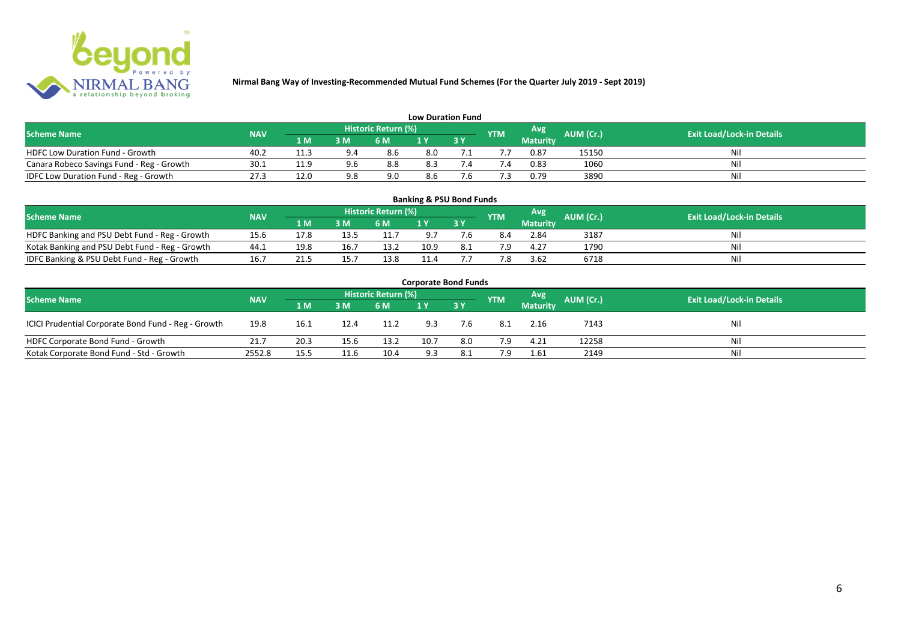**Nirmal Bang Way of Investing-Recommended Mutual Fund Schemes (For the Quarter July 2019 - Sept 2019)**

## Low Duration Fund

| Scheme Name | NAV | Historic Return (%) | | | | | YTM | Avg Maturity | AUM (Cr.) | Exit Load/Lock-in Details |
|---|---|---|---|---|---|---|---|---|---|---|
| | | 1 M | 3 M | 6 M | 1 Y | 3 Y | | | | |
| HDFC Low Duration Fund - Growth | 40.2 | 11.3 | 9.4 | 8.6 | 8.0 | 7.1 | 7.7 | 0.87 | 15150 | Nil |
| Canara Robeco Savings Fund - Reg - Growth | 30.1 | 11.9 | 9.6 | 8.8 | 8.3 | 7.4 | 7.4 | 0.83 | 1060 | Nil |
| IDFC Low Duration Fund - Reg - Growth | 27.3 | 12.0 | 9.8 | 9.0 | 8.6 | 7.6 | 7.3 | 0.79 | 3890 | Nil |

## Banking & PSU Bond Funds

| Scheme Name | NAV | Historic Return (%) | | | | | YTM | Avg Maturity | AUM (Cr.) | Exit Load/Lock-in Details |
|---|---|---|---|---|---|---|---|---|---|---|
| | | 1 M | 3 M | 6 M | 1 Y | 3 Y | | | | |
| HDFC Banking and PSU Debt Fund - Reg - Growth | 15.6 | 17.8 | 13.5 | 11.7 | 9.7 | 7.6 | 8.4 | 2.84 | 3187 | Nil |
| Kotak Banking and PSU Debt Fund - Reg - Growth | 44.1 | 19.8 | 16.7 | 13.2 | 10.9 | 8.1 | 7.9 | 4.27 | 1790 | Nil |
| IDFC Banking & PSU Debt Fund - Reg - Growth | 16.7 | 21.5 | 15.7 | 13.8 | 11.4 | 7.7 | 7.8 | 3.62 | 6718 | Nil |

## Corporate Bond Funds

| Scheme Name | NAV | Historic Return (%) | | | | | YTM | Avg Maturity | AUM (Cr.) | Exit Load/Lock-in Details |
|---|---|---|---|---|---|---|---|---|---|---|
| | | 1 M | 3 M | 6 M | 1 Y | 3 Y | | | | |
| ICICI Prudential Corporate Bond Fund - Reg - Growth | 19.8 | 16.1 | 12.4 | 11.2 | 9.3 | 7.6 | 8.1 | 2.16 | 7143 | Nil |
| HDFC Corporate Bond Fund - Growth | 21.7 | 20.3 | 15.6 | 13.2 | 10.7 | 8.0 | 7.9 | 4.21 | 12258 | Nil |
| Kotak Corporate Bond Fund - Std - Growth | 2552.8 | 15.5 | 11.6 | 10.4 | 9.3 | 8.1 | 7.9 | 1.61 | 2149 | Nil |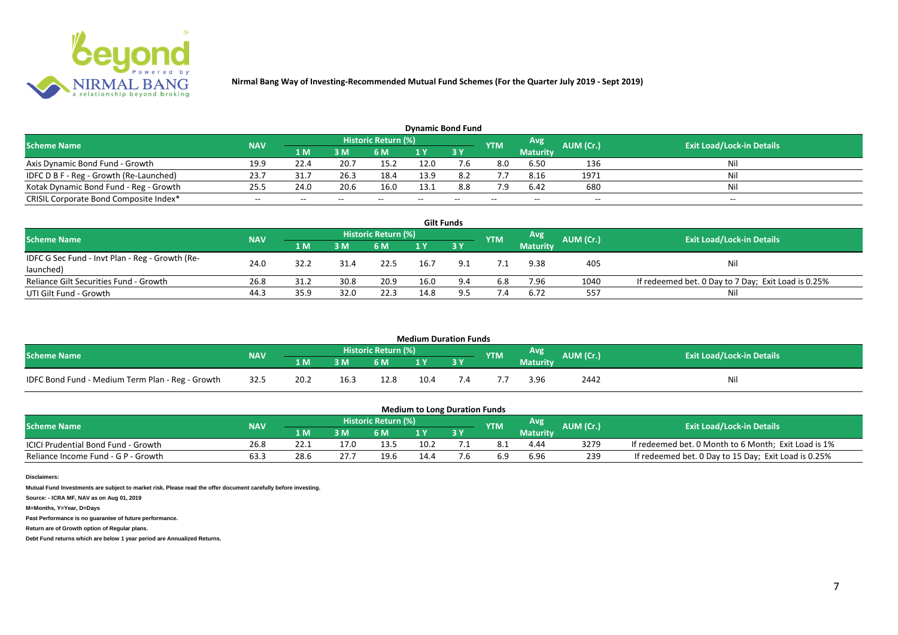**Nirmal Bang Way of Investing-Recommended Mutual Fund Schemes (For the Quarter July 2019 - Sept 2019)**

**Dynamic Bond Fund**

| Scheme Name | NAV | Historic Return (%) | | | | | YTM | Avg Maturity | AUM (Cr.) | Exit Load/Lock-in Details |
|---|---|---|---|---|---|---|---|---|---|---|
| | | 1 M | 3 M | 6 M | 1 Y | 3 Y | | | | |
| Axis Dynamic Bond Fund - Growth | 19.9 | 22.4 | 20.7 | 15.2 | 12.0 | 7.6 | 8.0 | 6.50 | 136 | Nil |
| IDFC D B F - Reg - Growth (Re-Launched) | 23.7 | 31.7 | 26.3 | 18.4 | 13.9 | 8.2 | 7.7 | 8.16 | 1971 | Nil |
| Kotak Dynamic Bond Fund - Reg - Growth | 25.5 | 24.0 | 20.6 | 16.0 | 13.1 | 8.8 | 7.9 | 6.42 | 680 | Nil |
| CRISIL Corporate Bond Composite Index* | -- | -- | -- | -- | -- | -- | -- | -- | -- | -- |

**Gilt Funds**

| Scheme Name | NAV | Historic Return (%) | | | | | YTM | Avg Maturity | AUM (Cr.) | Exit Load/Lock-in Details |
|---|---|---|---|---|---|---|---|---|---|---|
| | | 1 M | 3 M | 6 M | 1 Y | 3 Y | | | | |
| IDFC G Sec Fund - Invt Plan - Reg - Growth (Re-launched) | 24.0 | 32.2 | 31.4 | 22.5 | 16.7 | 9.1 | 7.1 | 9.38 | 405 | Nil |
| Reliance Gilt Securities Fund - Growth | 26.8 | 31.2 | 30.8 | 20.9 | 16.0 | 9.4 | 6.8 | 7.96 | 1040 | If redeemed bet. 0 Day to 7 Day; Exit Load is 0.25% |
| UTI Gilt Fund - Growth | 44.3 | 35.9 | 32.0 | 22.3 | 14.8 | 9.5 | 7.4 | 6.72 | 557 | Nil |

**Medium Duration Funds**

| Scheme Name | NAV | Historic Return (%) | | | | | YTM | Avg Maturity | AUM (Cr.) | Exit Load/Lock-in Details |
|---|---|---|---|---|---|---|---|---|---|---|
| | | 1 M | 3 M | 6 M | 1 Y | 3 Y | | | | |
| IDFC Bond Fund - Medium Term Plan - Reg - Growth | 32.5 | 20.2 | 16.3 | 12.8 | 10.4 | 7.4 | 7.7 | 3.96 | 2442 | Nil |

**Medium to Long Duration Funds**

| Scheme Name | NAV | Historic Return (%) | | | | | YTM | Avg Maturity | AUM (Cr.) | Exit Load/Lock-in Details |
|---|---|---|---|---|---|---|---|---|---|---|
| | | 1 M | 3 M | 6 M | 1 Y | 3 Y | | | | |
| ICICI Prudential Bond Fund - Growth | 26.8 | 22.1 | 17.0 | 13.5 | 10.2 | 7.1 | 8.1 | 4.44 | 3279 | If redeemed bet. 0 Month to 6 Month; Exit Load is 1% |
| Reliance Income Fund - G P - Growth | 63.3 | 28.6 | 27.7 | 19.6 | 14.4 | 7.6 | 6.9 | 6.96 | 239 | If redeemed bet. 0 Day to 15 Day; Exit Load is 0.25% |

**Disclaimers:**

**Mutual Fund Investments are subject to market risk. Please read the offer document carefully before investing.**

**Source: - ICRA MF, NAV as on Aug 01, 2019**

**M=Months, Y=Year, D=Days**

**Past Performance is no guarantee of future performance.**

**Return are of Growth option of Regular plans.**

**Debt Fund returns which are below 1 year period are Annualized Returns.**